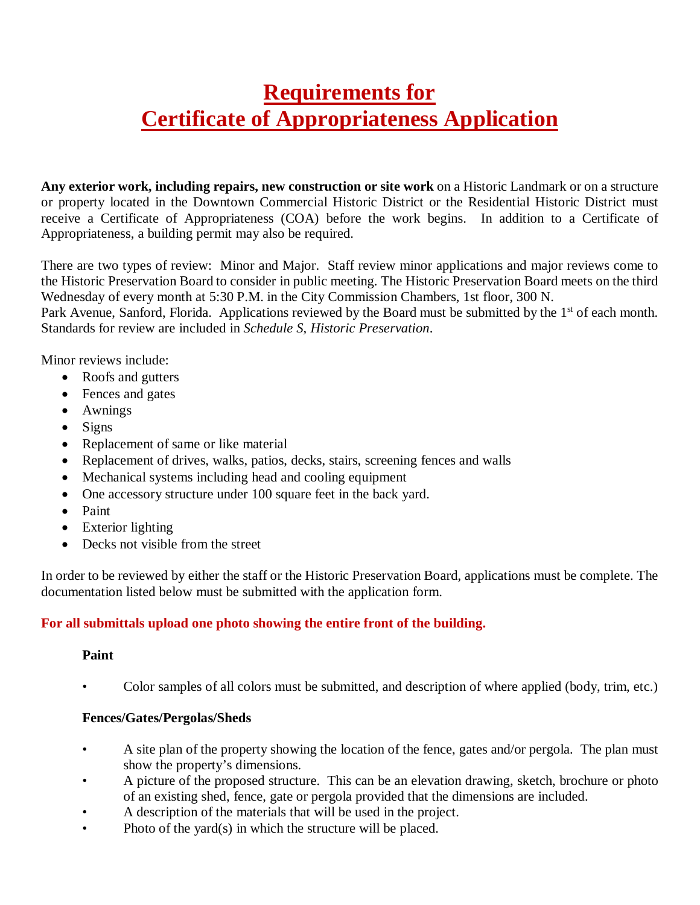# Requirements for Certificate of Appropriateness Application

**Any exterior work, including repairs, new construction or site work** on a Historic Landmark or on a structure or property located in the Downtown Commercial Historic District or the Residential Historic District must receive a Certificate of Appropriateness (COA) before the work begins. In addition to a Certificate of Appropriateness, a building permit may also be required.

There are two types of review: Minor and Major. Staff review minor applications and major reviews come to the Historic Preservation Board to consider in public meeting. The Historic Preservation Board meets on the third Wednesday of every month at 5:30 P.M. in the City Commission Chambers, 1st floor, 300 N. Park Avenue, Sanford, Florida. Applications reviewed by the Board must be submitted by the 1st of each month. Standards for review are included in *Schedule S, Historic Preservation*.

Minor reviews include:

- Roofs and gutters
- Fences and gates
- Awnings
- Signs
- Replacement of same or like material
- Replacement of drives, walks, patios, decks, stairs, screening fences and walls
- Mechanical systems including head and cooling equipment
- One accessory structure under 100 square feet in the back yard.
- Paint
- Exterior lighting
- Decks not visible from the street

In order to be reviewed by either the staff or the Historic Preservation Board, applications must be complete. The documentation listed below must be submitted with the application form.

**For all submittals upload one photo showing the entire front of the building.**

**Paint**

- Color samples of all colors must be submitted, and description of where applied (body, trim, etc.)

**Fences/Gates/Pergolas/Sheds**

- A site plan of the property showing the location of the fence, gates and/or pergola. The plan must show the property's dimensions.
- A picture of the proposed structure. This can be an elevation drawing, sketch, brochure or photo of an existing shed, fence, gate or pergola provided that the dimensions are included.
- A description of the materials that will be used in the project.
- Photo of the yard(s) in which the structure will be placed.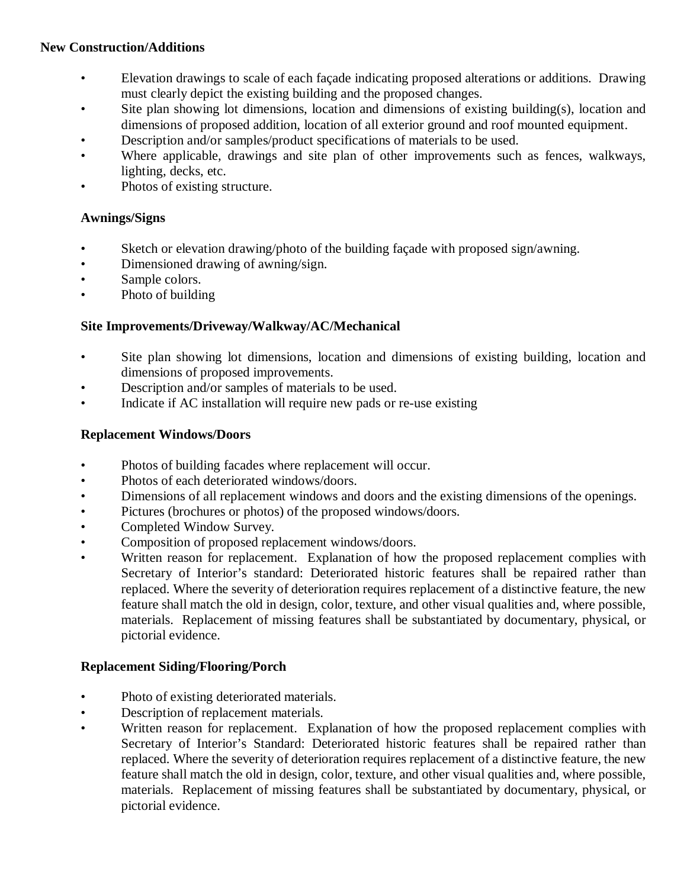**New Construction/Additions**

- Elevation drawings to scale of each façade indicating proposed alterations or additions. Drawing must clearly depict the existing building and the proposed changes.
- Site plan showing lot dimensions, location and dimensions of existing building(s), location and dimensions of proposed addition, location of all exterior ground and roof mounted equipment.
- Description and/or samples/product specifications of materials to be used.
- Where applicable, drawings and site plan of other improvements such as fences, walkways, lighting, decks, etc.
- Photos of existing structure.

**Awnings/Signs**

- Sketch or elevation drawing/photo of the building façade with proposed sign/awning.
- Dimensioned drawing of awning/sign.
- Sample colors.
- Photo of building

**Site Improvements/Driveway/Walkway/AC/Mechanical**

- Site plan showing lot dimensions, location and dimensions of existing building, location and dimensions of proposed improvements.
- Description and/or samples of materials to be used.
- Indicate if AC installation will require new pads or re-use existing

**Replacement Windows/Doors**

- Photos of building facades where replacement will occur.
- Photos of each deteriorated windows/doors.
- Dimensions of all replacement windows and doors and the existing dimensions of the openings.
- Pictures (brochures or photos) of the proposed windows/doors.
- Completed Window Survey.
- Composition of proposed replacement windows/doors.
- Written reason for replacement. Explanation of how the proposed replacement complies with Secretary of Interior's standard: Deteriorated historic features shall be repaired rather than replaced. Where the severity of deterioration requires replacement of a distinctive feature, the new feature shall match the old in design, color, texture, and other visual qualities and, where possible, materials. Replacement of missing features shall be substantiated by documentary, physical, or pictorial evidence.

**Replacement Siding/Flooring/Porch**

- Photo of existing deteriorated materials.
- Description of replacement materials.
- Written reason for replacement. Explanation of how the proposed replacement complies with Secretary of Interior's Standard: Deteriorated historic features shall be repaired rather than replaced. Where the severity of deterioration requires replacement of a distinctive feature, the new feature shall match the old in design, color, texture, and other visual qualities and, where possible, materials. Replacement of missing features shall be substantiated by documentary, physical, or pictorial evidence.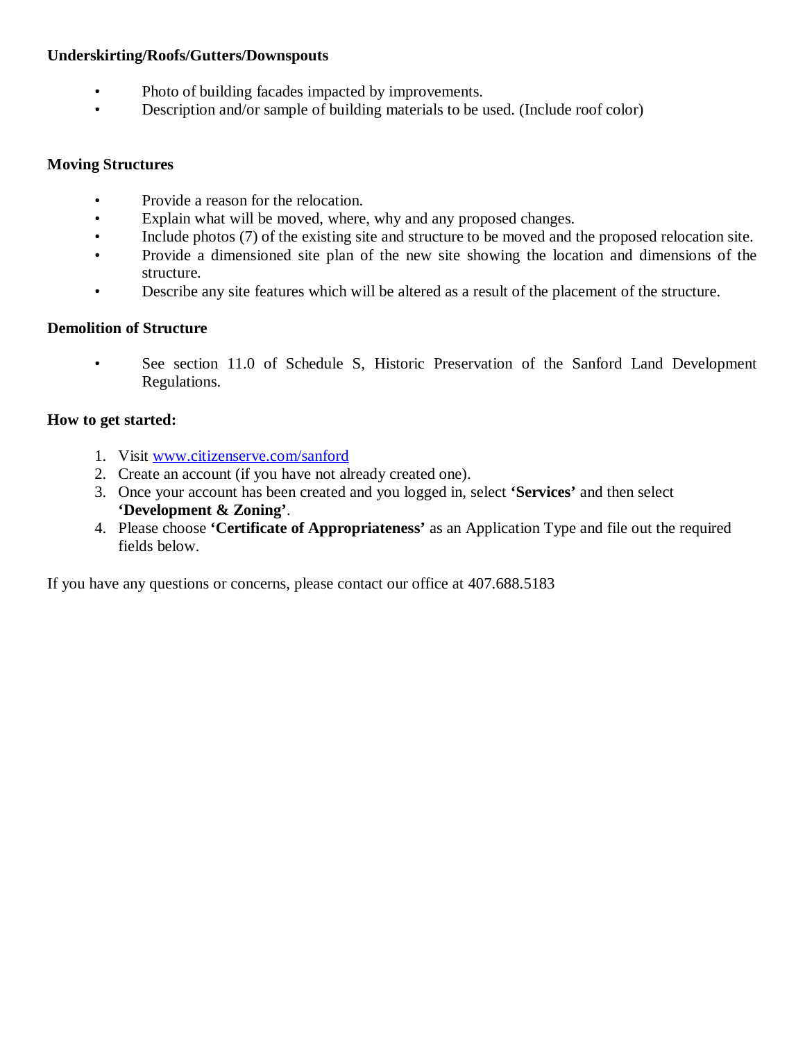**Underskirting/Roofs/Gutters/Downspouts**

- Photo of building facades impacted by improvements.
- Description and/or sample of building materials to be used. (Include roof color)

**Moving Structures**

- Provide a reason for the relocation.
- Explain what will be moved, where, why and any proposed changes.
- Include photos (7) of the existing site and structure to be moved and the proposed relocation site.
- Provide a dimensioned site plan of the new site showing the location and dimensions of the structure.
- Describe any site features which will be altered as a result of the placement of the structure.

**Demolition of Structure**

- See section 11.0 of Schedule S, Historic Preservation of the Sanford Land Development Regulations.

**How to get started:**

1. Visit www.citizenserve.com/sanford
2. Create an account (if you have not already created one).
3. Once your account has been created and you logged in, select **'Services'** and then select **'Development & Zoning'**.
4. Please choose **'Certificate of Appropriateness'** as an Application Type and file out the required fields below.

If you have any questions or concerns, please contact our office at 407.688.5183